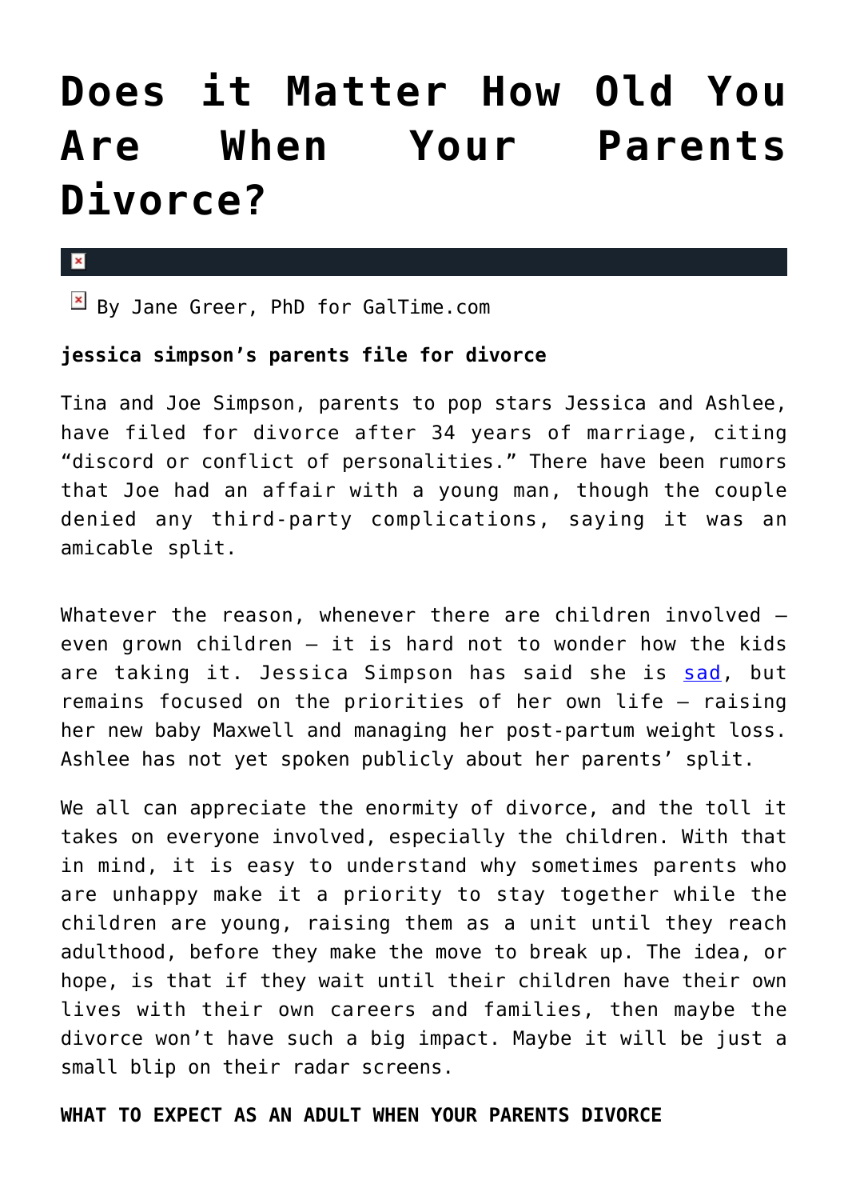# Does it Matter How Old You Are When Your Parents Divorce?

By Jane Greer, PhD for GalTime.com

**jessica simpson's parents file for divorce**

Tina and Joe Simpson, parents to pop stars Jessica and Ashlee, have filed for divorce after 34 years of marriage, citing "discord or conflict of personalities." There have been rumors that Joe had an affair with a young man, though the couple denied any third-party complications, saying it was an amicable split.

Whatever the reason, whenever there are children involved – even grown children – it is hard not to wonder how the kids are taking it. Jessica Simpson has said she is sad, but remains focused on the priorities of her own life – raising her new baby Maxwell and managing her post-partum weight loss. Ashlee has not yet spoken publicly about her parents' split.

We all can appreciate the enormity of divorce, and the toll it takes on everyone involved, especially the children. With that in mind, it is easy to understand why sometimes parents who are unhappy make it a priority to stay together while the children are young, raising them as a unit until they reach adulthood, before they make the move to break up. The idea, or hope, is that if they wait until their children have their own lives with their own careers and families, then maybe the divorce won't have such a big impact. Maybe it will be just a small blip on their radar screens.

**WHAT TO EXPECT AS AN ADULT WHEN YOUR PARENTS DIVORCE**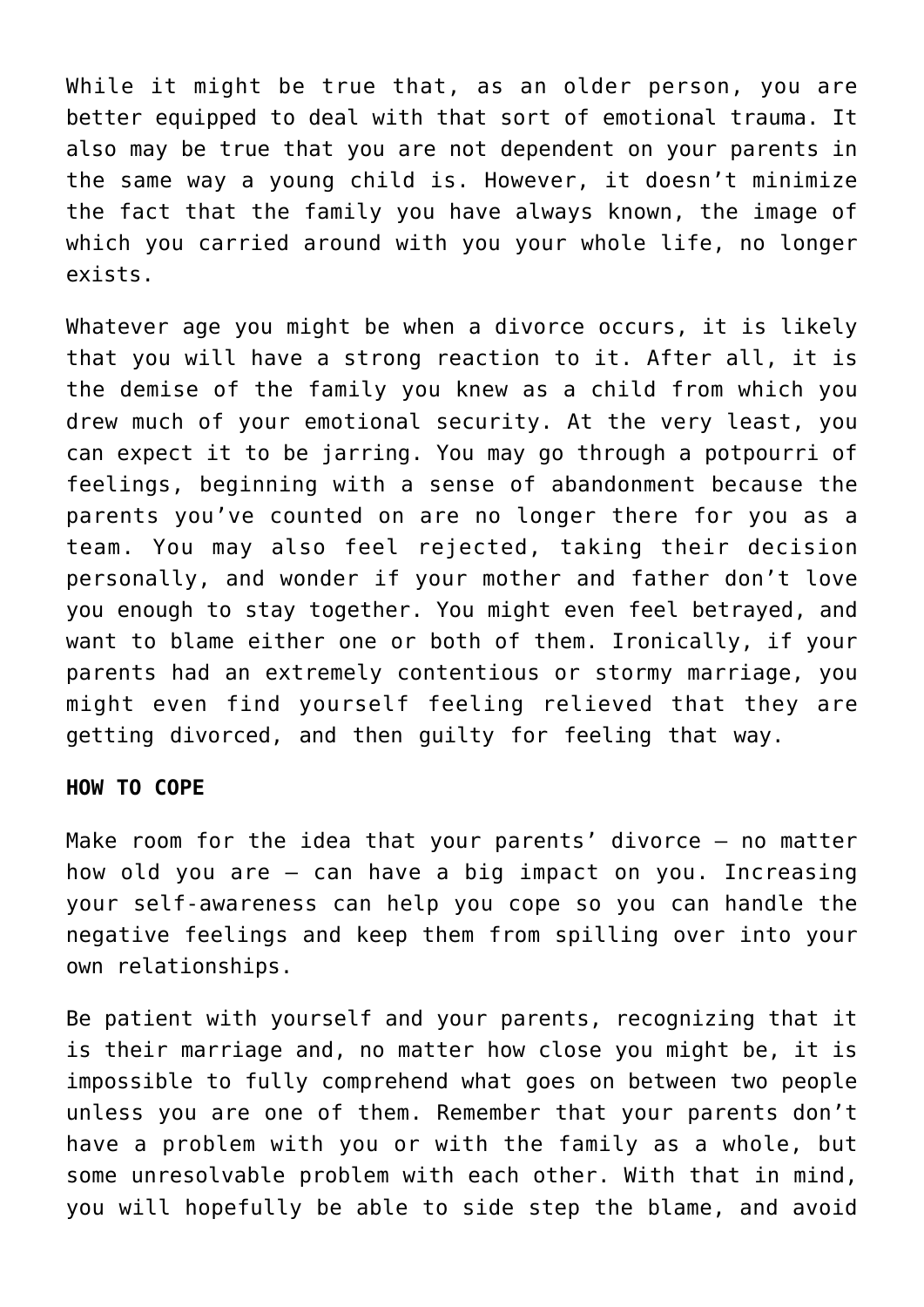While it might be true that, as an older person, you are better equipped to deal with that sort of emotional trauma. It also may be true that you are not dependent on your parents in the same way a young child is. However, it doesn't minimize the fact that the family you have always known, the image of which you carried around with you your whole life, no longer exists.

Whatever age you might be when a divorce occurs, it is likely that you will have a strong reaction to it. After all, it is the demise of the family you knew as a child from which you drew much of your emotional security. At the very least, you can expect it to be jarring. You may go through a potpourri of feelings, beginning with a sense of abandonment because the parents you've counted on are no longer there for you as a team. You may also feel rejected, taking their decision personally, and wonder if your mother and father don't love you enough to stay together. You might even feel betrayed, and want to blame either one or both of them. Ironically, if your parents had an extremely contentious or stormy marriage, you might even find yourself feeling relieved that they are getting divorced, and then guilty for feeling that way.

**HOW TO COPE**

Make room for the idea that your parents' divorce – no matter how old you are – can have a big impact on you. Increasing your self-awareness can help you cope so you can handle the negative feelings and keep them from spilling over into your own relationships.

Be patient with yourself and your parents, recognizing that it is their marriage and, no matter how close you might be, it is impossible to fully comprehend what goes on between two people unless you are one of them. Remember that your parents don't have a problem with you or with the family as a whole, but some unresolvable problem with each other. With that in mind, you will hopefully be able to side step the blame, and avoid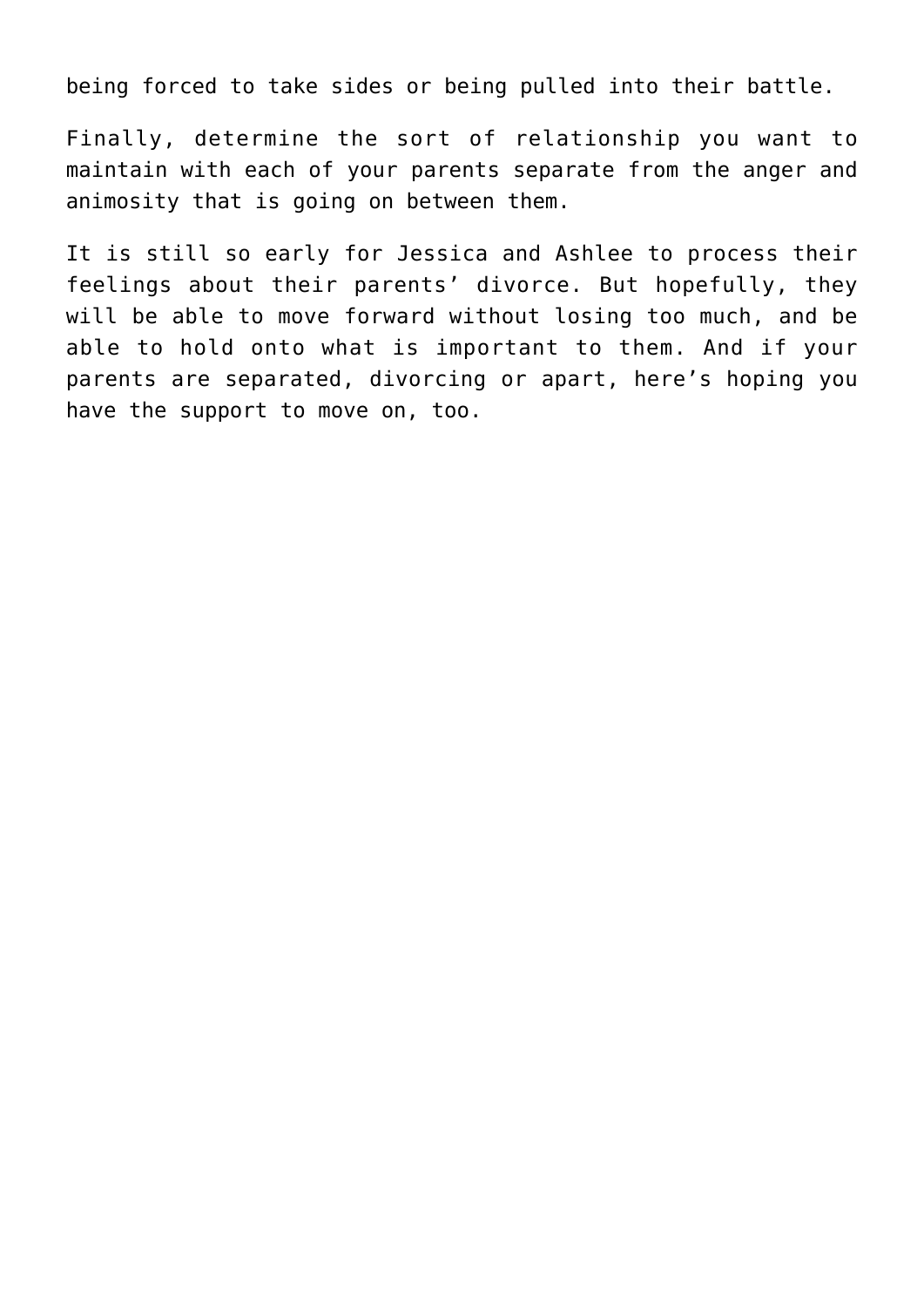being forced to take sides or being pulled into their battle.

Finally, determine the sort of relationship you want to maintain with each of your parents separate from the anger and animosity that is going on between them.

It is still so early for Jessica and Ashlee to process their feelings about their parents' divorce. But hopefully, they will be able to move forward without losing too much, and be able to hold onto what is important to them. And if your parents are separated, divorcing or apart, here's hoping you have the support to move on, too.